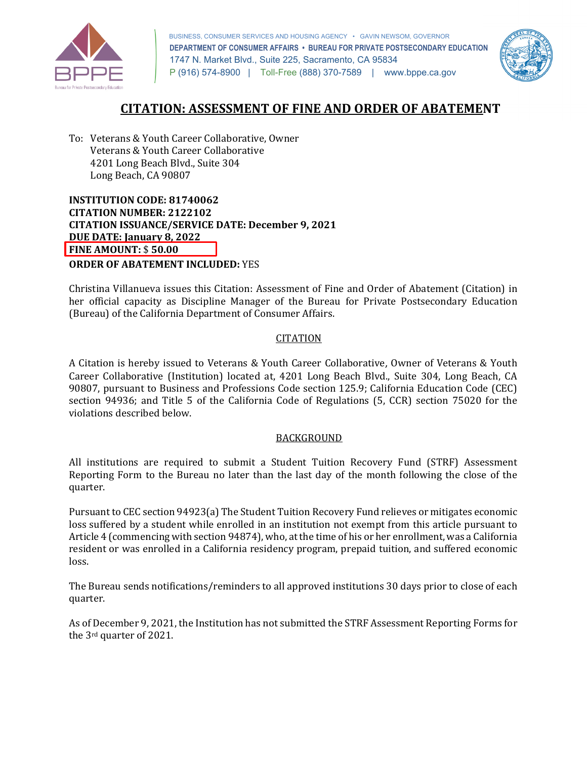BUSINESS, CONSUMER SERVICES AND HOUSING AGENCY • GAVIN NEWSOM, GOVERNOR
**DEPARTMENT OF CONSUMER AFFAIRS • BUREAU FOR PRIVATE POSTSECONDARY EDUCATION**
1747 N. Market Blvd., Suite 225, Sacramento, CA 95834
P (916) 574-8900 | Toll-Free (888) 370-7589 | www.bppe.ca.gov

# CITATION: ASSESSMENT OF FINE AND ORDER OF ABATEMENT

To: Veterans & Youth Career Collaborative, Owner
Veterans & Youth Career Collaborative
4201 Long Beach Blvd., Suite 304
Long Beach, CA 90807

**INSTITUTION CODE: 81740062**
**CITATION NUMBER: 2122102**
**CITATION ISSUANCE/SERVICE DATE: December 9, 2021**
**DUE DATE: January 8, 2022**
**FINE AMOUNT:** $ **50.00**
**ORDER OF ABATEMENT INCLUDED:** YES

Christina Villanueva issues this Citation: Assessment of Fine and Order of Abatement (Citation) in her official capacity as Discipline Manager of the Bureau for Private Postsecondary Education (Bureau) of the California Department of Consumer Affairs.

## CITATION

A Citation is hereby issued to Veterans & Youth Career Collaborative, Owner of Veterans & Youth Career Collaborative (Institution) located at, 4201 Long Beach Blvd., Suite 304, Long Beach, CA 90807, pursuant to Business and Professions Code section 125.9; California Education Code (CEC) section 94936; and Title 5 of the California Code of Regulations (5, CCR) section 75020 for the violations described below.

## BACKGROUND

All institutions are required to submit a Student Tuition Recovery Fund (STRF) Assessment Reporting Form to the Bureau no later than the last day of the month following the close of the quarter.

Pursuant to CEC section 94923(a) The Student Tuition Recovery Fund relieves or mitigates economic loss suffered by a student while enrolled in an institution not exempt from this article pursuant to Article 4 (commencing with section 94874), who, at the time of his or her enrollment, was a California resident or was enrolled in a California residency program, prepaid tuition, and suffered economic loss.

The Bureau sends notifications/reminders to all approved institutions 30 days prior to close of each quarter.

As of December 9, 2021, the Institution has not submitted the STRF Assessment Reporting Forms for the 3rd quarter of 2021.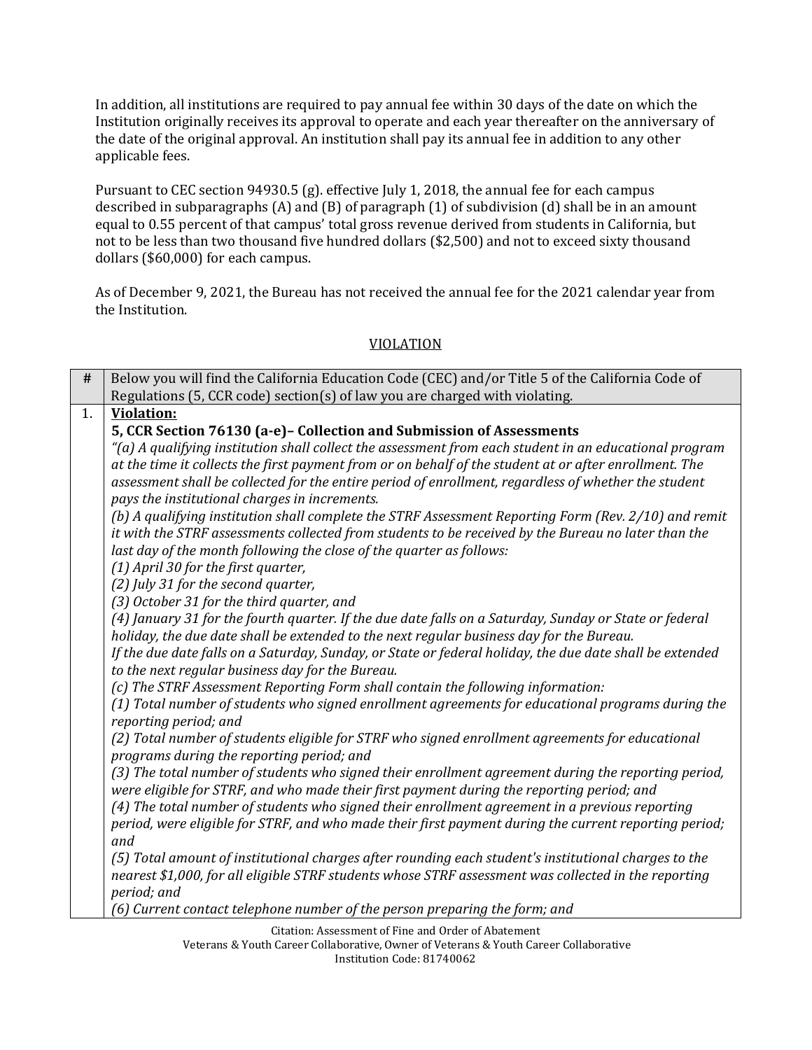In addition, all institutions are required to pay annual fee within 30 days of the date on which the Institution originally receives its approval to operate and each year thereafter on the anniversary of the date of the original approval. An institution shall pay its annual fee in addition to any other applicable fees.

Pursuant to CEC section 94930.5 (g). effective July 1, 2018, the annual fee for each campus described in subparagraphs (A) and (B) of paragraph (1) of subdivision (d) shall be in an amount equal to 0.55 percent of that campus' total gross revenue derived from students in California, but not to be less than two thousand five hundred dollars ($2,500) and not to exceed sixty thousand dollars ($60,000) for each campus.

As of December 9, 2021, the Bureau has not received the annual fee for the 2021 calendar year from the Institution.

## VIOLATION

| # | Below you will find the California Education Code (CEC) and/or Title 5 of the California Code of Regulations (5, CCR code) section(s) of law you are charged with violating. |
|---|---|
| 1. | **Violation:** <br> **5, CCR Section 76130 (a-e)– Collection and Submission of Assessments** <br> *"(a) A qualifying institution shall collect the assessment from each student in an educational program at the time it collects the first payment from or on behalf of the student at or after enrollment. The assessment shall be collected for the entire period of enrollment, regardless of whether the student pays the institutional charges in increments.* <br> *(b) A qualifying institution shall complete the STRF Assessment Reporting Form (Rev. 2/10) and remit it with the STRF assessments collected from students to be received by the Bureau no later than the last day of the month following the close of the quarter as follows:* <br> *(1) April 30 for the first quarter,* <br> *(2) July 31 for the second quarter,* <br> *(3) October 31 for the third quarter, and* <br> *(4) January 31 for the fourth quarter. If the due date falls on a Saturday, Sunday or State or federal holiday, the due date shall be extended to the next regular business day for the Bureau.* <br> *If the due date falls on a Saturday, Sunday, or State or federal holiday, the due date shall be extended to the next regular business day for the Bureau.* <br> *(c) The STRF Assessment Reporting Form shall contain the following information:* <br> *(1) Total number of students who signed enrollment agreements for educational programs during the reporting period; and* <br> *(2) Total number of students eligible for STRF who signed enrollment agreements for educational programs during the reporting period; and* <br> *(3) The total number of students who signed their enrollment agreement during the reporting period, were eligible for STRF, and who made their first payment during the reporting period; and* <br> *(4) The total number of students who signed their enrollment agreement in a previous reporting period, were eligible for STRF, and who made their first payment during the current reporting period; and* <br> *(5) Total amount of institutional charges after rounding each student's institutional charges to the nearest $1,000, for all eligible STRF students whose STRF assessment was collected in the reporting period; and* <br> *(6) Current contact telephone number of the person preparing the form; and* |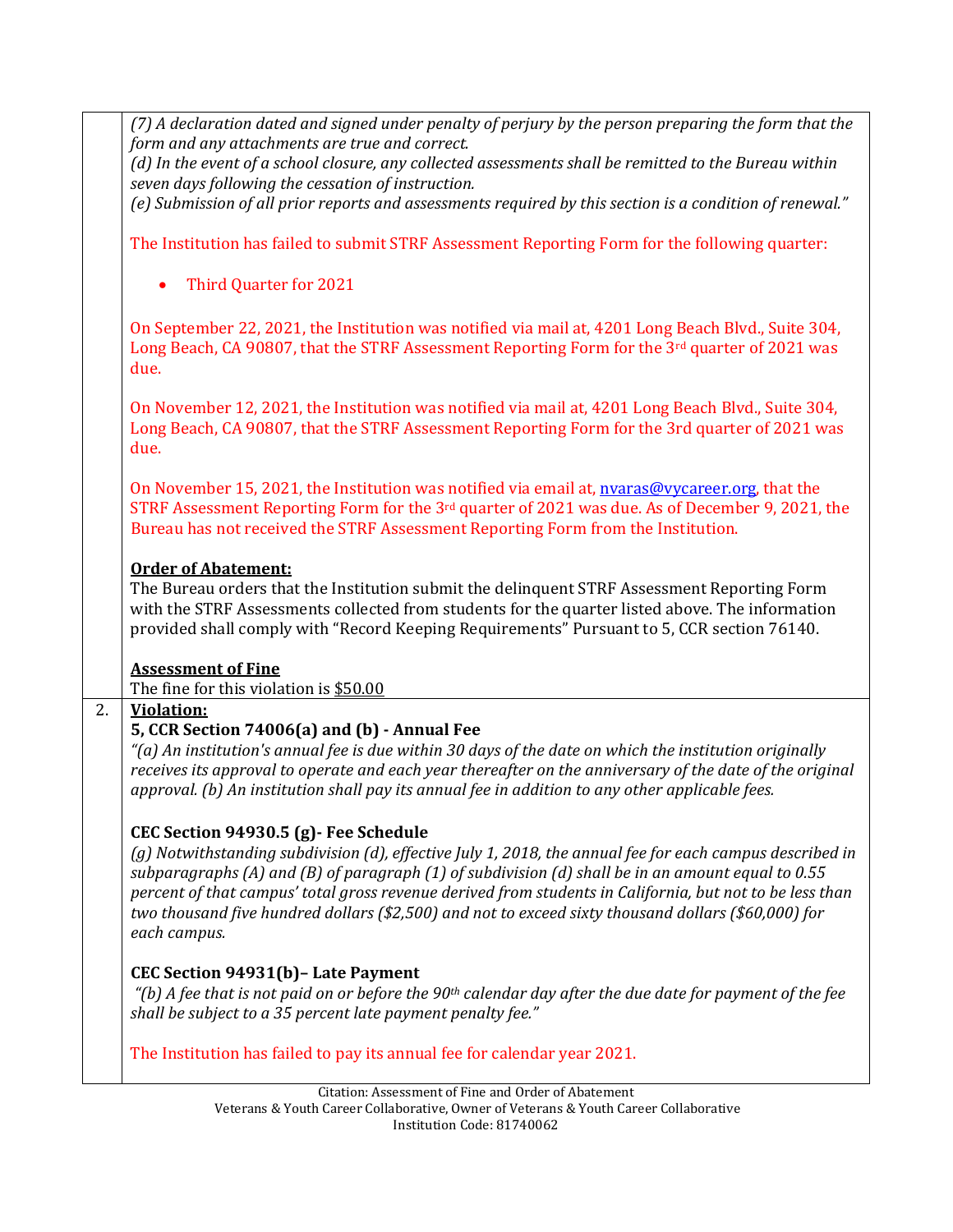| | |
|---|---|
| | *(7) A declaration dated and signed under penalty of perjury by the person preparing the form that the form and any attachments are true and correct.*<br>*(d) In the event of a school closure, any collected assessments shall be remitted to the Bureau within seven days following the cessation of instruction.*<br>*(e) Submission of all prior reports and assessments required by this section is a condition of renewal."*<br><br>The Institution has failed to submit STRF Assessment Reporting Form for the following quarter:<br><br>• Third Quarter for 2021<br><br>On September 22, 2021, the Institution was notified via mail at, 4201 Long Beach Blvd., Suite 304, Long Beach, CA 90807, that the STRF Assessment Reporting Form for the 3rd quarter of 2021 was due.<br><br>On November 12, 2021, the Institution was notified via mail at, 4201 Long Beach Blvd., Suite 304, Long Beach, CA 90807, that the STRF Assessment Reporting Form for the 3rd quarter of 2021 was due.<br><br>On November 15, 2021, the Institution was notified via email at, nvaras@vycareer.org, that the STRF Assessment Reporting Form for the 3rd quarter of 2021 was due. As of December 9, 2021, the Bureau has not received the STRF Assessment Reporting Form from the Institution.<br><br>**Order of Abatement:**<br>The Bureau orders that the Institution submit the delinquent STRF Assessment Reporting Form with the STRF Assessments collected from students for the quarter listed above. The information provided shall comply with "Record Keeping Requirements" Pursuant to 5, CCR section 76140.<br><br>**Assessment of Fine**<br>The fine for this violation is $50.00 |
| 2. | **Violation:**<br>**5, CCR Section 74006(a) and (b) - Annual Fee**<br>*"(a) An institution's annual fee is due within 30 days of the date on which the institution originally receives its approval to operate and each year thereafter on the anniversary of the date of the original approval. (b) An institution shall pay its annual fee in addition to any other applicable fees.*<br><br>**CEC Section 94930.5 (g)- Fee Schedule**<br>*(g) Notwithstanding subdivision (d), effective July 1, 2018, the annual fee for each campus described in subparagraphs (A) and (B) of paragraph (1) of subdivision (d) shall be in an amount equal to 0.55 percent of that campus' total gross revenue derived from students in California, but not to be less than two thousand five hundred dollars ($2,500) and not to exceed sixty thousand dollars ($60,000) for each campus.*<br><br>**CEC Section 94931(b)– Late Payment**<br>*"(b) A fee that is not paid on or before the 90th calendar day after the due date for payment of the fee shall be subject to a 35 percent late payment penalty fee."*<br><br>The Institution has failed to pay its annual fee for calendar year 2021. |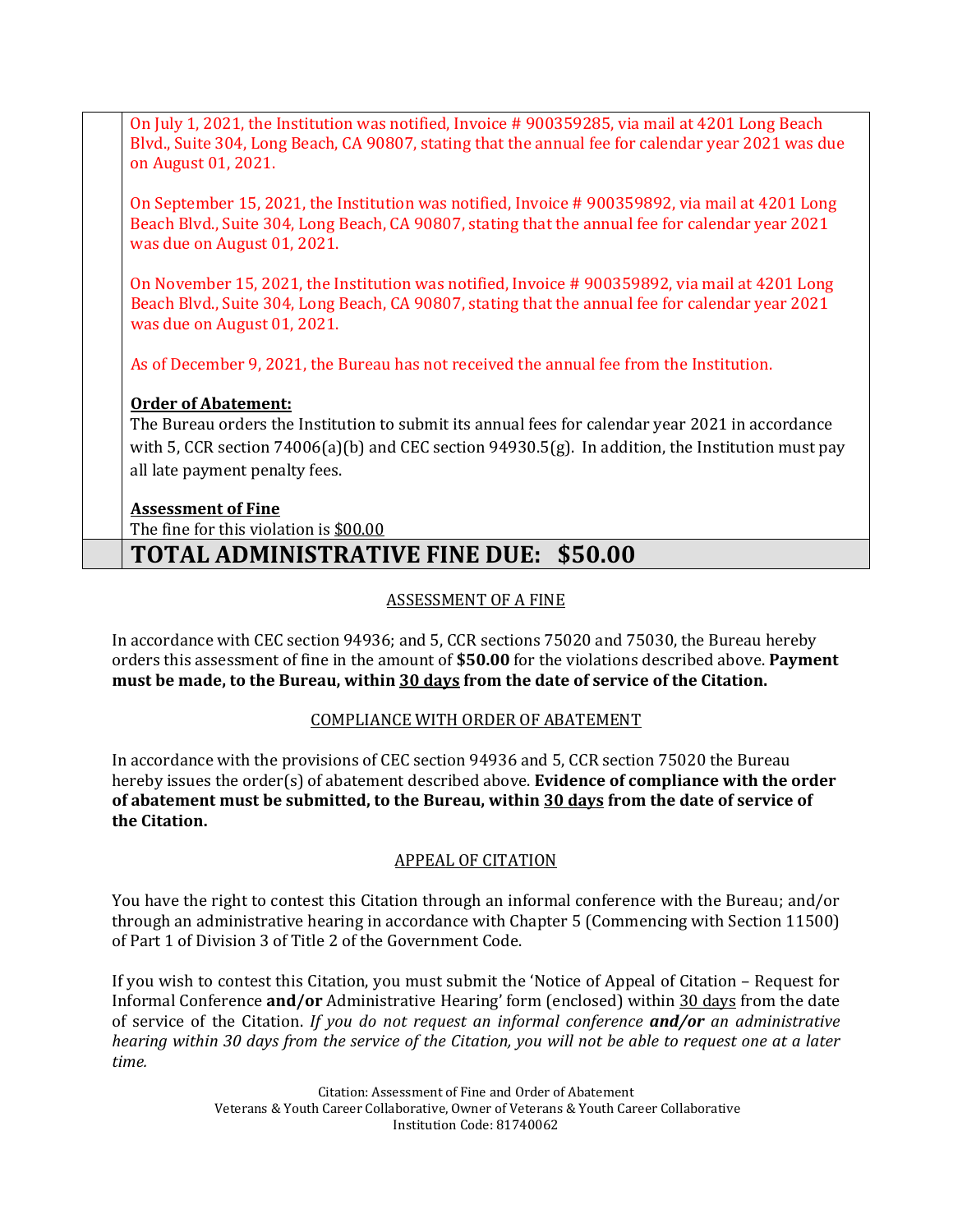On July 1, 2021, the Institution was notified, Invoice # 900359285, via mail at 4201 Long Beach Blvd., Suite 304, Long Beach, CA 90807, stating that the annual fee for calendar year 2021 was due on August 01, 2021.

On September 15, 2021, the Institution was notified, Invoice # 900359892, via mail at 4201 Long Beach Blvd., Suite 304, Long Beach, CA 90807, stating that the annual fee for calendar year 2021 was due on August 01, 2021.

On November 15, 2021, the Institution was notified, Invoice # 900359892, via mail at 4201 Long Beach Blvd., Suite 304, Long Beach, CA 90807, stating that the annual fee for calendar year 2021 was due on August 01, 2021.

As of December 9, 2021, the Bureau has not received the annual fee from the Institution.

**Order of Abatement:**
The Bureau orders the Institution to submit its annual fees for calendar year 2021 in accordance with 5, CCR section 74006(a)(b) and CEC section 94930.5(g). In addition, the Institution must pay all late payment penalty fees.

**Assessment of Fine**
The fine for this violation is $00.00

# TOTAL ADMINISTRATIVE FINE DUE: $50.00

## ASSESSMENT OF A FINE

In accordance with CEC section 94936; and 5, CCR sections 75020 and 75030, the Bureau hereby orders this assessment of fine in the amount of **$50.00** for the violations described above. **Payment must be made, to the Bureau, within 30 days from the date of service of the Citation.**

## COMPLIANCE WITH ORDER OF ABATEMENT

In accordance with the provisions of CEC section 94936 and 5, CCR section 75020 the Bureau hereby issues the order(s) of abatement described above. **Evidence of compliance with the order of abatement must be submitted, to the Bureau, within 30 days from the date of service of the Citation.**

## APPEAL OF CITATION

You have the right to contest this Citation through an informal conference with the Bureau; and/or through an administrative hearing in accordance with Chapter 5 (Commencing with Section 11500) of Part 1 of Division 3 of Title 2 of the Government Code.

If you wish to contest this Citation, you must submit the 'Notice of Appeal of Citation – Request for Informal Conference **and/or** Administrative Hearing' form (enclosed) within 30 days from the date of service of the Citation. *If you do not request an informal conference **and/or** an administrative hearing within 30 days from the service of the Citation, you will not be able to request one at a later time.*

Citation: Assessment of Fine and Order of Abatement
Veterans & Youth Career Collaborative, Owner of Veterans & Youth Career Collaborative
Institution Code: 81740062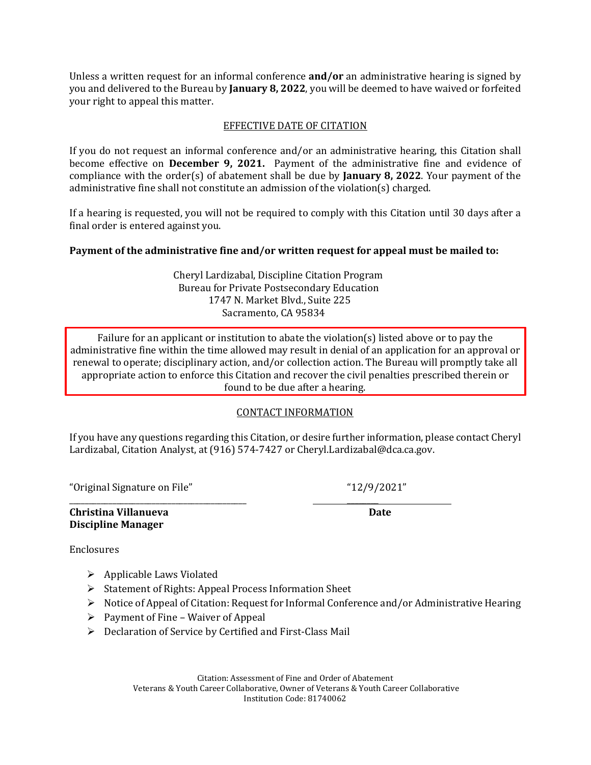Unless a written request for an informal conference **and/or** an administrative hearing is signed by you and delivered to the Bureau by **January 8, 2022**, you will be deemed to have waived or forfeited your right to appeal this matter.

## EFFECTIVE DATE OF CITATION

If you do not request an informal conference and/or an administrative hearing, this Citation shall become effective on **December 9, 2021.** Payment of the administrative fine and evidence of compliance with the order(s) of abatement shall be due by **January 8, 2022**. Your payment of the administrative fine shall not constitute an admission of the violation(s) charged.

If a hearing is requested, you will not be required to comply with this Citation until 30 days after a final order is entered against you.

**Payment of the administrative fine and/or written request for appeal must be mailed to:**

Cheryl Lardizabal, Discipline Citation Program
Bureau for Private Postsecondary Education
1747 N. Market Blvd., Suite 225
Sacramento, CA 95834

Failure for an applicant or institution to abate the violation(s) listed above or to pay the administrative fine within the time allowed may result in denial of an application for an approval or renewal to operate; disciplinary action, and/or collection action. The Bureau will promptly take all appropriate action to enforce this Citation and recover the civil penalties prescribed therein or found to be due after a hearing.

## CONTACT INFORMATION

If you have any questions regarding this Citation, or desire further information, please contact Cheryl Lardizabal, Citation Analyst, at (916) 574-7427 or Cheryl.Lardizabal@dca.ca.gov.

"Original Signature on File" "12/9/2021"

**Christina Villanueva**
**Discipline Manager**

**Date**

Enclosures

- Applicable Laws Violated
- Statement of Rights: Appeal Process Information Sheet
- Notice of Appeal of Citation: Request for Informal Conference and/or Administrative Hearing
- Payment of Fine – Waiver of Appeal
- Declaration of Service by Certified and First-Class Mail

Citation: Assessment of Fine and Order of Abatement
Veterans & Youth Career Collaborative, Owner of Veterans & Youth Career Collaborative
Institution Code: 81740062